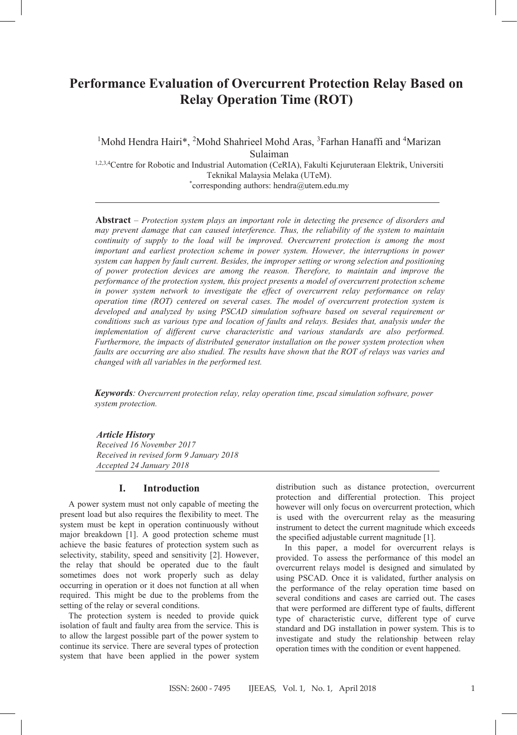# Performance Evaluation of Overcurrent Protection Relay Based on Relay Operation Time (ROT)

[1]Mohd Hendra Hairi*, [2]Mohd Shahrieel Mohd Aras, [3]Farhan Hanaffi and [4]Marizan Sulaiman

[1,2,3,4]Centre for Robotic and Industrial Automation (CeRIA), Fakulti Kejuruteraan Elektrik, Universiti Teknikal Malaysia Melaka (UTeM).

*corresponding authors: hendra@utem.edu.my

---

**Abstract** – *Protection system plays an important role in detecting the presence of disorders and may prevent damage that can caused interference. Thus, the reliability of the system to maintain continuity of supply to the load will be improved. Overcurrent protection is among the most important and earliest protection scheme in power system. However, the interruptions in power system can happen by fault current. Besides, the improper setting or wrong selection and positioning of power protection devices are among the reason. Therefore, to maintain and improve the performance of the protection system, this project presents a model of overcurrent protection scheme in power system network to investigate the effect of overcurrent relay performance on relay operation time (ROT) centered on several cases. The model of overcurrent protection system is developed and analyzed by using PSCAD simulation software based on several requirement or conditions such as various type and location of faults and relays. Besides that, analysis under the implementation of different curve characteristic and various standards are also performed. Furthermore, the impacts of distributed generator installation on the power system protection when faults are occurring are also studied. The results have shown that the ROT of relays was varies and changed with all variables in the performed test.*

***Keywords****: Overcurrent protection relay, relay operation time, pscad simulation software, power system protection.*

***Article History***
*Received 16 November 2017*
*Received in revised form 9 January 2018*
*Accepted 24 January 2018*

---

## I. Introduction

A power system must not only capable of meeting the present load but also requires the flexibility to meet. The system must be kept in operation continuously without major breakdown [1]. A good protection scheme must achieve the basic features of protection system such as selectivity, stability, speed and sensitivity [2]. However, the relay that should be operated due to the fault sometimes does not work properly such as delay occurring in operation or it does not function at all when required. This might be due to the problems from the setting of the relay or several conditions.

The protection system is needed to provide quick isolation of fault and faulty area from the service. This is to allow the largest possible part of the power system to continue its service. There are several types of protection system that have been applied in the power system distribution such as distance protection, overcurrent protection and differential protection. This project however will only focus on overcurrent protection, which is used with the overcurrent relay as the measuring instrument to detect the current magnitude which exceeds the specified adjustable current magnitude [1].

In this paper, a model for overcurrent relays is provided. To assess the performance of this model an overcurrent relays model is designed and simulated by using PSCAD. Once it is validated, further analysis on the performance of the relay operation time based on several conditions and cases are carried out. The cases that were performed are different type of faults, different type of characteristic curve, different type of curve standard and DG installation in power system. This is to investigate and study the relationship between relay operation times with the condition or event happened.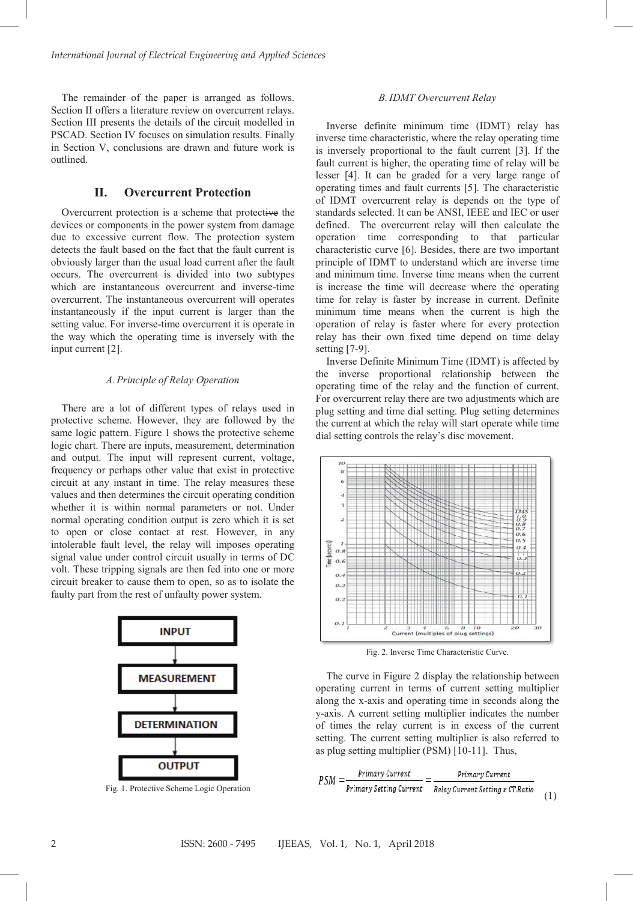The remainder of the paper is arranged as follows. Section II offers a literature review on overcurrent relays. Section III presents the details of the circuit modelled in PSCAD. Section IV focuses on simulation results. Finally in Section V, conclusions are drawn and future work is outlined.

## II. Overcurrent Protection

Overcurrent protection is a scheme that protective the devices or components in the power system from damage due to excessive current flow. The protection system detects the fault based on the fact that the fault current is obviously larger than the usual load current after the fault occurs. The overcurrent is divided into two subtypes which are instantaneous overcurrent and inverse-time overcurrent. The instantaneous overcurrent will operates instantaneously if the input current is larger than the setting value. For inverse-time overcurrent it is operate in the way which the operating time is inversely with the input current [2].

### *A. Principle of Relay Operation*

There are a lot of different types of relays used in protective scheme. However, they are followed by the same logic pattern. Figure 1 shows the protective scheme logic chart. There are inputs, measurement, determination and output. The input will represent current, voltage, frequency or perhaps other value that exist in protective circuit at any instant in time. The relay measures these values and then determines the circuit operating condition whether it is within normal parameters or not. Under normal operating condition output is zero which it is set to open or close contact at rest. However, in any intolerable fault level, the relay will imposes operating signal value under control circuit usually in terms of DC volt. These tripping signals are then fed into one or more circuit breaker to cause them to open, so as to isolate the faulty part from the rest of unfaulty power system.

INPUT → MEASUREMENT → DETERMINATION → OUTPUT

Fig. 1. Protective Scheme Logic Operation

### *B. IDMT Overcurrent Relay*

Inverse definite minimum time (IDMT) relay has inverse time characteristic, where the relay operating time is inversely proportional to the fault current [3]. If the fault current is higher, the operating time of relay will be lesser [4]. It can be graded for a very large range of operating times and fault currents [5]. The characteristic of IDMT overcurrent relay is depends on the type of standards selected. It can be ANSI, IEEE and IEC or user defined. The overcurrent relay will then calculate the operation time corresponding to that particular characteristic curve [6]. Besides, there are two important principle of IDMT to understand which are inverse time and minimum time. Inverse time means when the current is increase the time will decrease where the operating time for relay is faster by increase in current. Definite minimum time means when the current is high the operation of relay is faster where for every protection relay has their own fixed time depend on time delay setting [7-9].

Inverse Definite Minimum Time (IDMT) is affected by the inverse proportional relationship between the operating time of the relay and the function of current. For overcurrent relay there are two adjustments which are plug setting and time dial setting. Plug setting determines the current at which the relay will start operate while time dial setting controls the relay's disc movement.

Fig. 2. Inverse Time Characteristic Curve.

The curve in Figure 2 display the relationship between operating current in terms of current setting multiplier along the x-axis and operating time in seconds along the y-axis. A current setting multiplier indicates the number of times the relay current is in excess of the current setting. The current setting multiplier is also referred to as plug setting multiplier (PSM) [10-11]. Thus,

$$PSM = \frac{\text{Primary Current}}{\text{Primary Setting Current}} = \frac{\text{Primary Current}}{\text{Relay Current Setting} \times \text{CT Ratio}} \tag{1}$$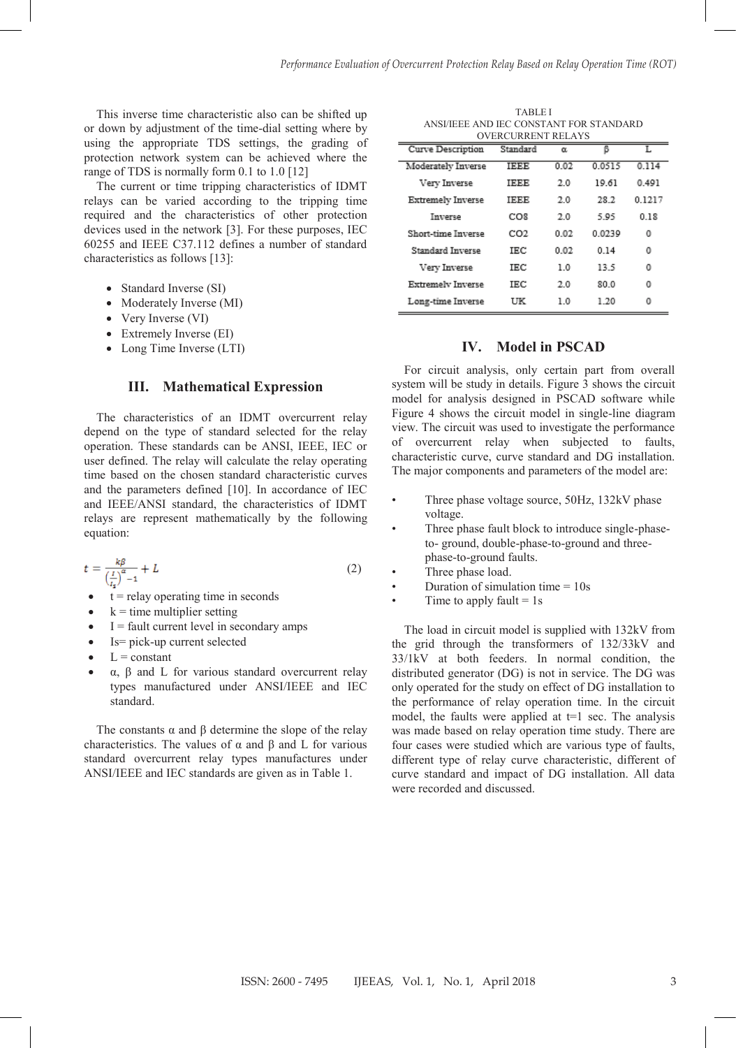This inverse time characteristic also can be shifted up or down by adjustment of the time-dial setting where by using the appropriate TDS settings, the grading of protection network system can be achieved where the range of TDS is normally form 0.1 to 1.0 [12]

The current or time tripping characteristics of IDMT relays can be varied according to the tripping time required and the characteristics of other protection devices used in the network [3]. For these purposes, IEC 60255 and IEEE C37.112 defines a number of standard characteristics as follows [13]:

- Standard Inverse (SI)
- Moderately Inverse (MI)
- Very Inverse (VI)
- Extremely Inverse (EI)
- Long Time Inverse (LTI)

## III. Mathematical Expression

The characteristics of an IDMT overcurrent relay depend on the type of standard selected for the relay operation. These standards can be ANSI, IEEE, IEC or user defined. The relay will calculate the relay operating time based on the chosen standard characteristic curves and the parameters defined [10]. In accordance of IEC and IEEE/ANSI standard, the characteristics of IDMT relays are represent mathematically by the following equation:

$$t = \frac{k\beta}{\left(\frac{I}{I_s}\right)^{\alpha} - 1} + L \tag{2}$$

- t = relay operating time in seconds
- k = time multiplier setting
- I = fault current level in secondary amps
- Is= pick-up current selected
- L = constant
- α, β and L for various standard overcurrent relay types manufactured under ANSI/IEEE and IEC standard.

The constants α and β determine the slope of the relay characteristics. The values of α and β and L for various standard overcurrent relay types manufactures under ANSI/IEEE and IEC standards are given as in Table 1.

TABLE I
ANSI/IEEE AND IEC CONSTANT FOR STANDARD OVERCURRENT RELAYS

| Curve Description | Standard | α | β | L |
|---|---|---|---|---|
| Moderately Inverse | IEEE | 0.02 | 0.0515 | 0.114 |
| Very Inverse | IEEE | 2.0 | 19.61 | 0.491 |
| Extremely Inverse | IEEE | 2.0 | 28.2 | 0.1217 |
| Inverse | CO8 | 2.0 | 5.95 | 0.18 |
| Short-time Inverse | CO2 | 0.02 | 0.0239 | 0 |
| Standard Inverse | IEC | 0.02 | 0.14 | 0 |
| Very Inverse | IEC | 1.0 | 13.5 | 0 |
| Extremely Inverse | IEC | 2.0 | 80.0 | 0 |
| Long-time Inverse | UK | 1.0 | 1.20 | 0 |

## IV. Model in PSCAD

For circuit analysis, only certain part from overall system will be study in details. Figure 3 shows the circuit model for analysis designed in PSCAD software while Figure 4 shows the circuit model in single-line diagram view. The circuit was used to investigate the performance of overcurrent relay when subjected to faults, characteristic curve, curve standard and DG installation. The major components and parameters of the model are:

- Three phase voltage source, 50Hz, 132kV phase voltage.
- Three phase fault block to introduce single-phase-to- ground, double-phase-to-ground and three-phase-to-ground faults.
- Three phase load.
- Duration of simulation time = 10s
- Time to apply fault = 1s

The load in circuit model is supplied with 132kV from the grid through the transformers of 132/33kV and 33/1kV at both feeders. In normal condition, the distributed generator (DG) is not in service. The DG was only operated for the study on effect of DG installation to the performance of relay operation time. In the circuit model, the faults were applied at t=1 sec. The analysis was made based on relay operation time study. There are four cases were studied which are various type of faults, different type of relay curve characteristic, different of curve standard and impact of DG installation. All data were recorded and discussed.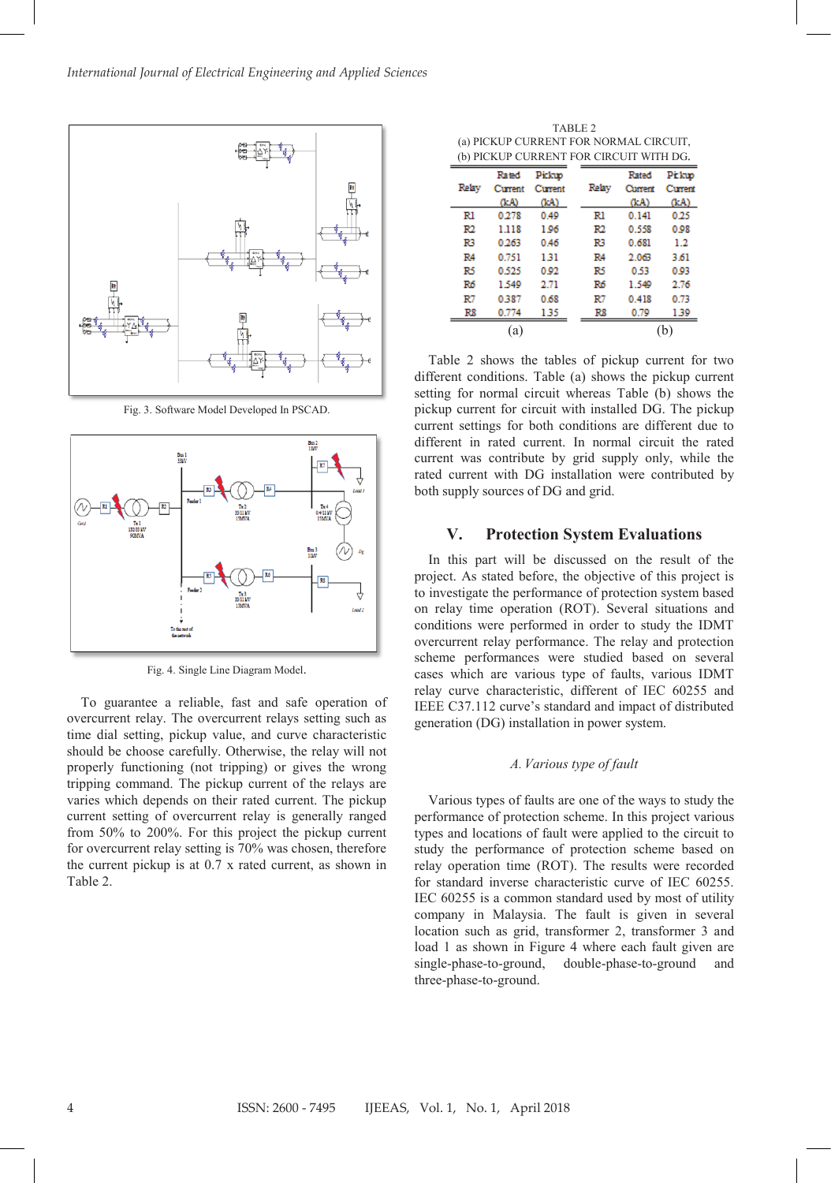Fig. 3. Software Model Developed In PSCAD.

Fig. 4. Single Line Diagram Model.

To guarantee a reliable, fast and safe operation of overcurrent relay. The overcurrent relays setting such as time dial setting, pickup value, and curve characteristic should be choose carefully. Otherwise, the relay will not properly functioning (not tripping) or gives the wrong tripping command. The pickup current of the relays are varies which depends on their rated current. The pickup current setting of overcurrent relay is generally ranged from 50% to 200%. For this project the pickup current for overcurrent relay setting is 70% was chosen, therefore the current pickup is at 0.7 x rated current, as shown in Table 2.

TABLE 2
(a) PICKUP CURRENT FOR NORMAL CIRCUIT,
(b) PICKUP CURRENT FOR CIRCUIT WITH DG.

| Relay | Rated Current (kA) | Pickup Current (kA) | Relay | Rated Current (kA) | Pickup Current (kA) |
|---|---|---|---|---|---|
| R1 | 0.278 | 0.49 | R1 | 0.141 | 0.25 |
| R2 | 1.118 | 1.96 | R2 | 0.558 | 0.98 |
| R3 | 0.263 | 0.46 | R3 | 0.681 | 1.2 |
| R4 | 0.751 | 1.31 | R4 | 2.063 | 3.61 |
| R5 | 0.525 | 0.92 | R5 | 0.53 | 0.93 |
| R6 | 1.549 | 2.71 | R6 | 1.549 | 2.76 |
| R7 | 0.387 | 0.68 | R7 | 0.418 | 0.73 |
| R8 | 0.774 | 1.35 | R8 | 0.79 | 1.39 |
| (a) | | | (b) | | |

Table 2 shows the tables of pickup current for two different conditions. Table (a) shows the pickup current setting for normal circuit whereas Table (b) shows the pickup current for circuit with installed DG. The pickup current settings for both conditions are different due to different in rated current. In normal circuit the rated current was contribute by grid supply only, while the rated current with DG installation were contributed by both supply sources of DG and grid.

## V. Protection System Evaluations

In this part will be discussed on the result of the project. As stated before, the objective of this project is to investigate the performance of protection system based on relay time operation (ROT). Several situations and conditions were performed in order to study the IDMT overcurrent relay performance. The relay and protection scheme performances were studied based on several cases which are various type of faults, various IDMT relay curve characteristic, different of IEC 60255 and IEEE C37.112 curve's standard and impact of distributed generation (DG) installation in power system.

### *A. Various type of fault*

Various types of faults are one of the ways to study the performance of protection scheme. In this project various types and locations of fault were applied to the circuit to study the performance of protection scheme based on relay operation time (ROT). The results were recorded for standard inverse characteristic curve of IEC 60255. IEC 60255 is a common standard used by most of utility company in Malaysia. The fault is given in several location such as grid, transformer 2, transformer 3 and load 1 as shown in Figure 4 where each fault given are single-phase-to-ground, double-phase-to-ground and three-phase-to-ground.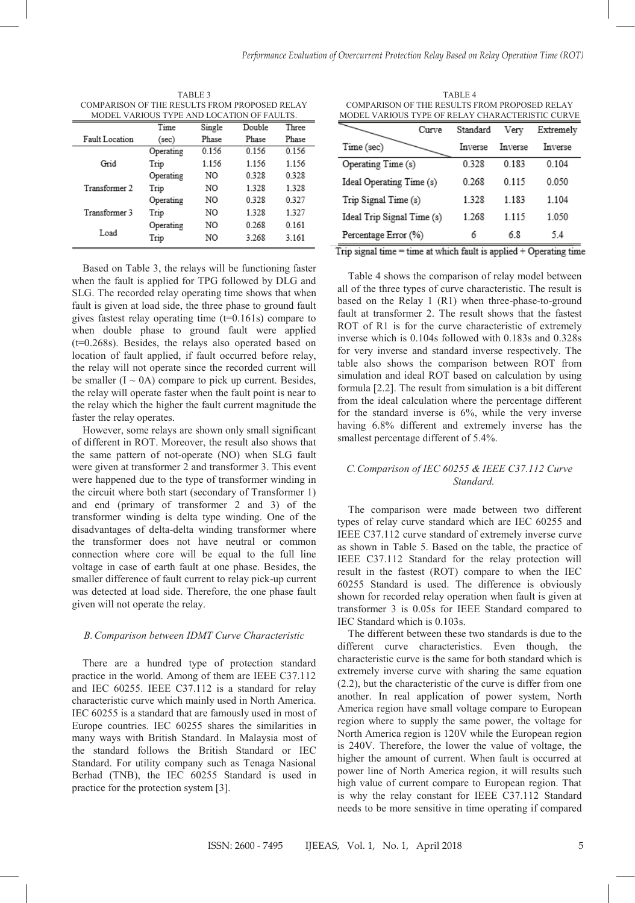TABLE 3
COMPARISON OF THE RESULTS FROM PROPOSED RELAY MODEL VARIOUS TYPE AND LOCATION OF FAULTS.

| Fault Location | Time (sec) | Single Phase | Double Phase | Three Phase |
|---|---|---|---|---|
| Grid | Operating | 0.156 | 0.156 | 0.156 |
| | Trip | 1.156 | 1.156 | 1.156 |
| Transformer 2 | Operating | NO | 0.328 | 0.328 |
| | Trip | NO | 1.328 | 1.328 |
| Transformer 3 | Operating | NO | 0.328 | 0.327 |
| | Trip | NO | 1.328 | 1.327 |
| Load | Operating | NO | 0.268 | 0.161 |
| | Trip | NO | 3.268 | 3.161 |

Based on Table 3, the relays will be functioning faster when the fault is applied for TPG followed by DLG and SLG. The recorded relay operating time shows that when fault is given at load side, the three phase to ground fault gives fastest relay operating time (t=0.161s) compare to when double phase to ground fault were applied (t=0.268s). Besides, the relays also operated based on location of fault applied, if fault occurred before relay, the relay will not operate since the recorded current will be smaller ($I \sim 0A$) compare to pick up current. Besides, the relay will operate faster when the fault point is near to the relay which the higher the fault current magnitude the faster the relay operates.

However, some relays are shown only small significant of different in ROT. Moreover, the result also shows that the same pattern of not-operate (NO) when SLG fault were given at transformer 2 and transformer 3. This event were happened due to the type of transformer winding in the circuit where both start (secondary of Transformer 1) and end (primary of transformer 2 and 3) of the transformer winding is delta type winding. One of the disadvantages of delta-delta winding transformer where the transformer does not have neutral or common connection where core will be equal to the full line voltage in case of earth fault at one phase. Besides, the smaller difference of fault current to relay pick-up current was detected at load side. Therefore, the one phase fault given will not operate the relay.

### *B. Comparison between IDMT Curve Characteristic*

There are a hundred type of protection standard practice in the world. Among of them are IEEE C37.112 and IEC 60255. IEEE C37.112 is a standard for relay characteristic curve which mainly used in North America. IEC 60255 is a standard that are famously used in most of Europe countries. IEC 60255 shares the similarities in many ways with British Standard. In Malaysia most of the standard follows the British Standard or IEC Standard. For utility company such as Tenaga Nasional Berhad (TNB), the IEC 60255 Standard is used in practice for the protection system [3].

TABLE 4
COMPARISON OF THE RESULTS FROM PROPOSED RELAY MODEL VARIOUS TYPE OF RELAY CHARACTERISTIC CURVE

| Time (sec) \ Curve | Standard Inverse | Very Inverse | Extremely Inverse |
|---|---|---|---|
| Operating Time (s) | 0.328 | 0.183 | 0.104 |
| Ideal Operating Time (s) | 0.268 | 0.115 | 0.050 |
| Trip Signal Time (s) | 1.328 | 1.183 | 1.104 |
| Ideal Trip Signal Time (s) | 1.268 | 1.115 | 1.050 |
| Percentage Error (%) | 6 | 6.8 | 5.4 |

Trip signal time = time at which fault is applied + Operating time

Table 4 shows the comparison of relay model between all of the three types of curve characteristic. The result is based on the Relay 1 (R1) when three-phase-to-ground fault at transformer 2. The result shows that the fastest ROT of R1 is for the curve characteristic of extremely inverse which is 0.104s followed with 0.183s and 0.328s for very inverse and standard inverse respectively. The table also shows the comparison between ROT from simulation and ideal ROT based on calculation by using formula [2.2]. The result from simulation is a bit different from the ideal calculation where the percentage different for the standard inverse is 6%, while the very inverse having 6.8% different and extremely inverse has the smallest percentage different of 5.4%.

### *C. Comparison of IEC 60255 & IEEE C37.112 Curve Standard.*

The comparison were made between two different types of relay curve standard which are IEC 60255 and IEEE C37.112 curve standard of extremely inverse curve as shown in Table 5. Based on the table, the practice of IEEE C37.112 Standard for the relay protection will result in the fastest (ROT) compare to when the IEC 60255 Standard is used. The difference is obviously shown for recorded relay operation when fault is given at transformer 3 is 0.05s for IEEE Standard compared to IEC Standard which is 0.103s.

The different between these two standards is due to the different curve characteristics. Even though, the characteristic curve is the same for both standard which is extremely inverse curve with sharing the same equation (2.2), but the characteristic of the curve is differ from one another. In real application of power system, North America region have small voltage compare to European region where to supply the same power, the voltage for North America region is 120V while the European region is 240V. Therefore, the lower the value of voltage, the higher the amount of current. When fault is occurred at power line of North America region, it will results such high value of current compare to European region. That is why the relay constant for IEEE C37.112 Standard needs to be more sensitive in time operating if compared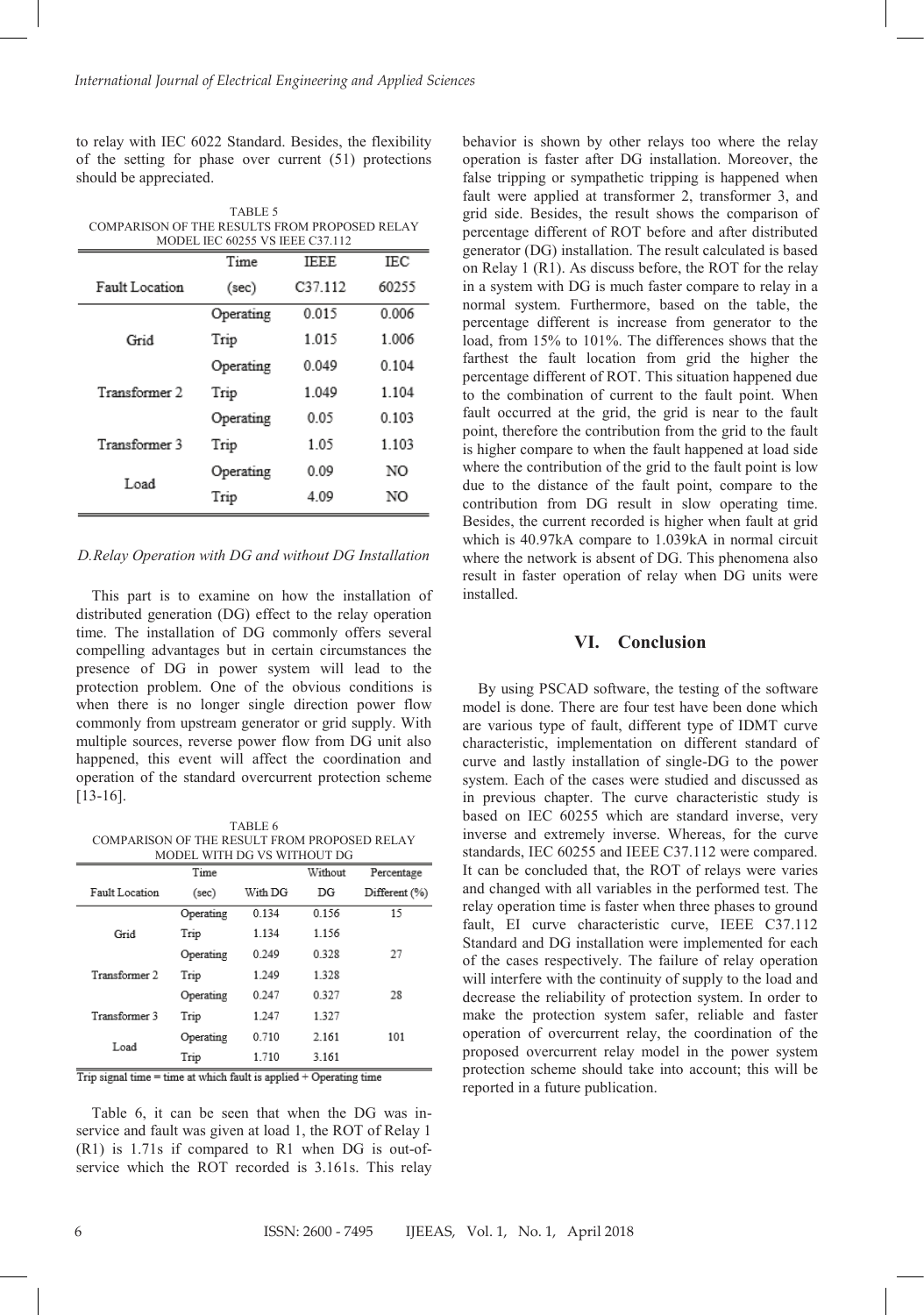to relay with IEC 6022 Standard. Besides, the flexibility of the setting for phase over current (51) protections should be appreciated.

TABLE 5
COMPARISON OF THE RESULTS FROM PROPOSED RELAY MODEL IEC 60255 VS IEEE C37.112

| Fault Location | Time (sec) | IEEE C37.112 | IEC 60255 |
|---|---|---|---|
| Grid | Operating | 0.015 | 0.006 |
| | Trip | 1.015 | 1.006 |
| Transformer 2 | Operating | 0.049 | 0.104 |
| | Trip | 1.049 | 1.104 |
| Transformer 3 | Operating | 0.05 | 0.103 |
| | Trip | 1.05 | 1.103 |
| Load | Operating | 0.09 | NO |
| | Trip | 4.09 | NO |

*D.Relay Operation with DG and without DG Installation*

This part is to examine on how the installation of distributed generation (DG) effect to the relay operation time. The installation of DG commonly offers several compelling advantages but in certain circumstances the presence of DG in power system will lead to the protection problem. One of the obvious conditions is when there is no longer single direction power flow commonly from upstream generator or grid supply. With multiple sources, reverse power flow from DG unit also happened, this event will affect the coordination and operation of the standard overcurrent protection scheme [13-16].

TABLE 6
COMPARISON OF THE RESULT FROM PROPOSED RELAY MODEL WITH DG VS WITHOUT DG

| Fault Location | Time (sec) | With DG | Without DG | Percentage Different (%) |
|---|---|---|---|---|
| Grid | Operating | 0.134 | 0.156 | 15 |
| | Trip | 1.134 | 1.156 | |
| Transformer 2 | Operating | 0.249 | 0.328 | 27 |
| | Trip | 1.249 | 1.328 | |
| Transformer 3 | Operating | 0.247 | 0.327 | 28 |
| | Trip | 1.247 | 1.327 | |
| Load | Operating | 0.710 | 2.161 | 101 |
| | Trip | 1.710 | 3.161 | |

Trip signal time = time at which fault is applied + Operating time

Table 6, it can be seen that when the DG was in-service and fault was given at load 1, the ROT of Relay 1 (R1) is 1.71s if compared to R1 when DG is out-of-service which the ROT recorded is 3.161s. This relay behavior is shown by other relays too where the relay operation is faster after DG installation. Moreover, the false tripping or sympathetic tripping is happened when fault were applied at transformer 2, transformer 3, and grid side. Besides, the result shows the comparison of percentage different of ROT before and after distributed generator (DG) installation. The result calculated is based on Relay 1 (R1). As discuss before, the ROT for the relay in a system with DG is much faster compare to relay in a normal system. Furthermore, based on the table, the percentage different is increase from generator to the load, from 15% to 101%. The differences shows that the farthest the fault location from grid the higher the percentage different of ROT. This situation happened due to the combination of current to the fault point. When fault occurred at the grid, the grid is near to the fault point, therefore the contribution from the grid to the fault is higher compare to when the fault happened at load side where the contribution of the grid to the fault point is low due to the distance of the fault point, compare to the contribution from DG result in slow operating time. Besides, the current recorded is higher when fault at grid which is 40.97kA compare to 1.039kA in normal circuit where the network is absent of DG. This phenomena also result in faster operation of relay when DG units were installed.

## VI. Conclusion

By using PSCAD software, the testing of the software model is done. There are four test have been done which are various type of fault, different type of IDMT curve characteristic, implementation on different standard of curve and lastly installation of single-DG to the power system. Each of the cases were studied and discussed as in previous chapter. The curve characteristic study is based on IEC 60255 which are standard inverse, very inverse and extremely inverse. Whereas, for the curve standards, IEC 60255 and IEEE C37.112 were compared. It can be concluded that, the ROT of relays were varies and changed with all variables in the performed test. The relay operation time is faster when three phases to ground fault, EI curve characteristic curve, IEEE C37.112 Standard and DG installation were implemented for each of the cases respectively. The failure of relay operation will interfere with the continuity of supply to the load and decrease the reliability of protection system. In order to make the protection system safer, reliable and faster operation of overcurrent relay, the coordination of the proposed overcurrent relay model in the power system protection scheme should take into account; this will be reported in a future publication.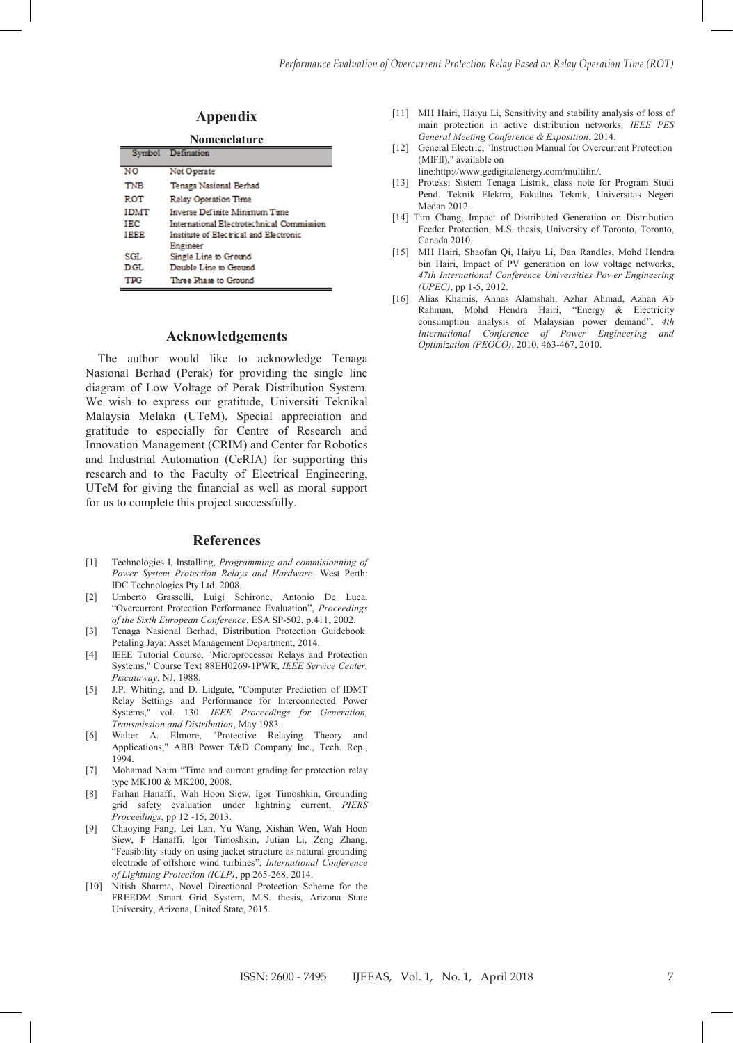## Appendix

**Nomenclature**

| Symbol | Defination |
|---|---|
| NO | Not Operate |
| TNB | Tenaga Nasional Berhad |
| ROT | Relay Operation Time |
| IDMT | Inverse Definite Minimum Time |
| IEC | International Electrotechnical Commission |
| IEEE | Institute of Electrical and Electronic Engineer |
| SGL | Single Line to Ground |
| DGL | Double Line to Ground |
| TPG | Three Phase to Ground |

## Acknowledgements

The author would like to acknowledge Tenaga Nasional Berhad (Perak) for providing the single line diagram of Low Voltage of Perak Distribution System. We wish to express our gratitude, Universiti Teknikal Malaysia Melaka (UTeM)**.** Special appreciation and gratitude to especially for Centre of Research and Innovation Management (CRIM) and Center for Robotics and Industrial Automation (CeRIA) for supporting this research and to the Faculty of Electrical Engineering, UTeM for giving the financial as well as moral support for us to complete this project successfully.

## References

[1] Technologies I, Installing, *Programming and commisionning of Power System Protection Relays and Hardware*. West Perth: IDC Technologies Pty Ltd, 2008.

[2] Umberto Grasselli, Luigi Schirone, Antonio De Luca. "Overcurrent Protection Performance Evaluation", *Proceedings of the Sixth European Conference*, ESA SP-502, p.411, 2002.

[3] Tenaga Nasional Berhad, Distribution Protection Guidebook. Petaling Jaya: Asset Management Department, 2014.

[4] IEEE Tutorial Course, "Microprocessor Relays and Protection Systems," Course Text 88EH0269-1PWR, *IEEE Service Center, Piscataway*, NJ, 1988.

[5] J.P. Whiting, and D. Lidgate, "Computer Prediction of IDMT Relay Settings and Performance for Interconnected Power Systems," vol. 130. *IEEE Proceedings for Generation, Transmission and Distribution*, May 1983.

[6] Walter A. Elmore, "Protective Relaying Theory and Applications," ABB Power T&D Company Inc., Tech. Rep., 1994.

[7] Mohamad Naim "Time and current grading for protection relay type MK100 & MK200, 2008.

[8] Farhan Hanaffi, Wah Hoon Siew, Igor Timoshkin, Grounding grid safety evaluation under lightning current, *PIERS Proceedings*, pp 12 -15, 2013.

[9] Chaoying Fang, Lei Lan, Yu Wang, Xishan Wen, Wah Hoon Siew, F Hanaffi, Igor Timoshkin, Jutian Li, Zeng Zhang, "Feasibility study on using jacket structure as natural grounding electrode of offshore wind turbines", *International Conference of Lightning Protection (ICLP)*, pp 265-268, 2014.

[10] Nitish Sharma, Novel Directional Protection Scheme for the FREEDM Smart Grid System, M.S. thesis, Arizona State University, Arizona, United State, 2015.

[11] MH Hairi, Haiyu Li, Sensitivity and stability analysis of loss of main protection in active distribution networks*, IEEE PES General Meeting Conference & Exposition*, 2014.

[12] General Electric, "Instruction Manual for Overcurrent Protection (MIFII)," available on line:http://www.gedigitalenergy.com/multilin/.

[13] Proteksi Sistem Tenaga Listrik, class note for Program Studi Pend. Teknik Elektro, Fakultas Teknik, Universitas Negeri Medan 2012.

[14] Tim Chang, Impact of Distributed Generation on Distribution Feeder Protection, M.S. thesis, University of Toronto, Toronto, Canada 2010.

[15] MH Hairi, Shaofan Qi, Haiyu Li, Dan Randles, Mohd Hendra bin Hairi, Impact of PV generation on low voltage networks, *47th International Conference Universities Power Engineering (UPEC)*, pp 1-5, 2012.

[16] Alias Khamis, Annas Alamshah, Azhar Ahmad, Azhan Ab Rahman, Mohd Hendra Hairi, "Energy & Electricity consumption analysis of Malaysian power demand", *4th International Conference of Power Engineering and Optimization (PEOCO)*, 2010, 463-467, 2010.